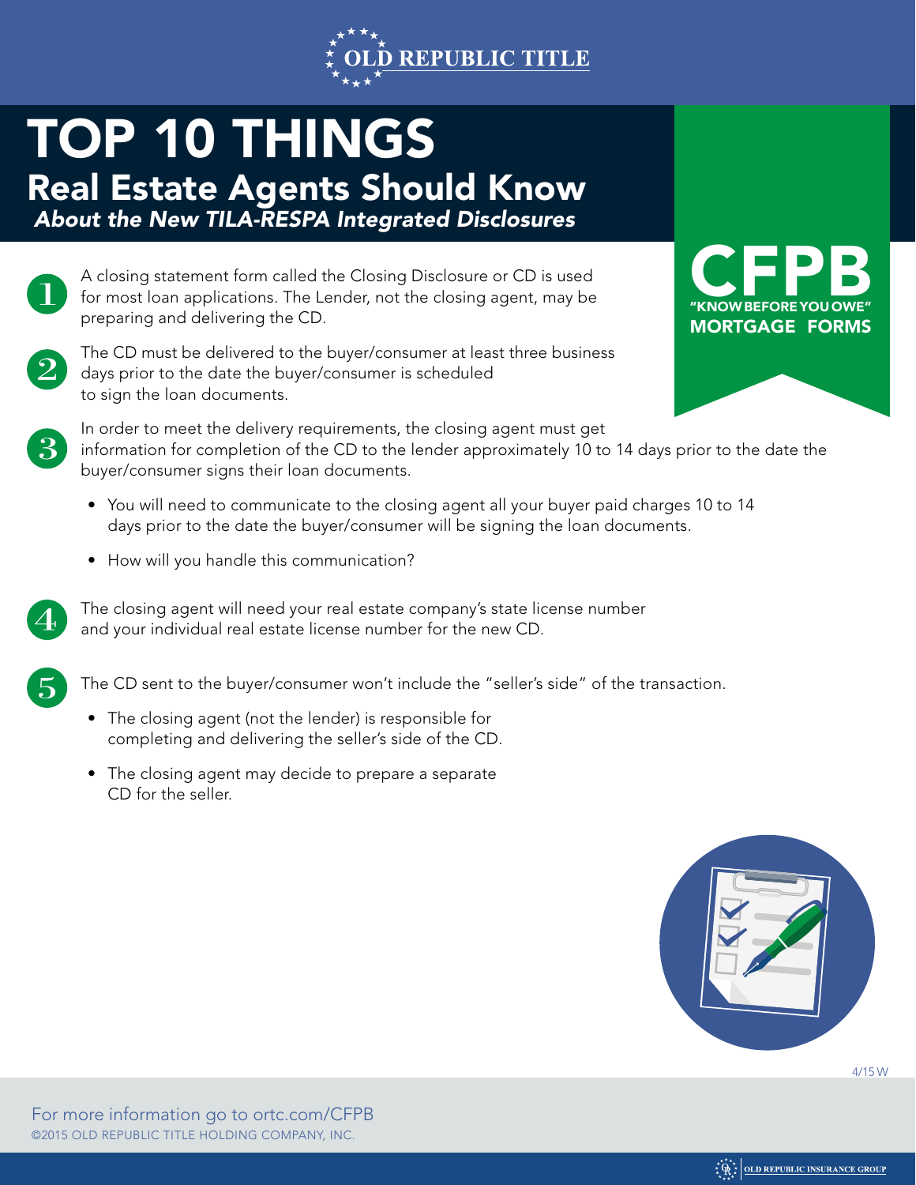OLD REPUBLIC TITLE

# TOP 10 THINGS
## Real Estate Agents Should Know
### *About the New TILA-RESPA Integrated Disclosures*

**CFPB**
**"KNOW BEFORE YOU OWE"**
**MORTGAGE FORMS**

1. A closing statement form called the Closing Disclosure or CD is used for most loan applications. The Lender, not the closing agent, may be preparing and delivering the CD.

2. The CD must be delivered to the buyer/consumer at least three business days prior to the date the buyer/consumer is scheduled to sign the loan documents.

3. In order to meet the delivery requirements, the closing agent must get information for completion of the CD to the lender approximately 10 to 14 days prior to the date the buyer/consumer signs their loan documents.
   - You will need to communicate to the closing agent all your buyer paid charges 10 to 14 days prior to the date the buyer/consumer will be signing the loan documents.
   - How will you handle this communication?

4. The closing agent will need your real estate company's state license number and your individual real estate license number for the new CD.

5. The CD sent to the buyer/consumer won't include the "seller's side" of the transaction.
   - The closing agent (not the lender) is responsible for completing and delivering the seller's side of the CD.
   - The closing agent may decide to prepare a separate CD for the seller.

4/15 W

For more information go to ortc.com/CFPB
©2015 OLD REPUBLIC TITLE HOLDING COMPANY, INC.

OLD REPUBLIC INSURANCE GROUP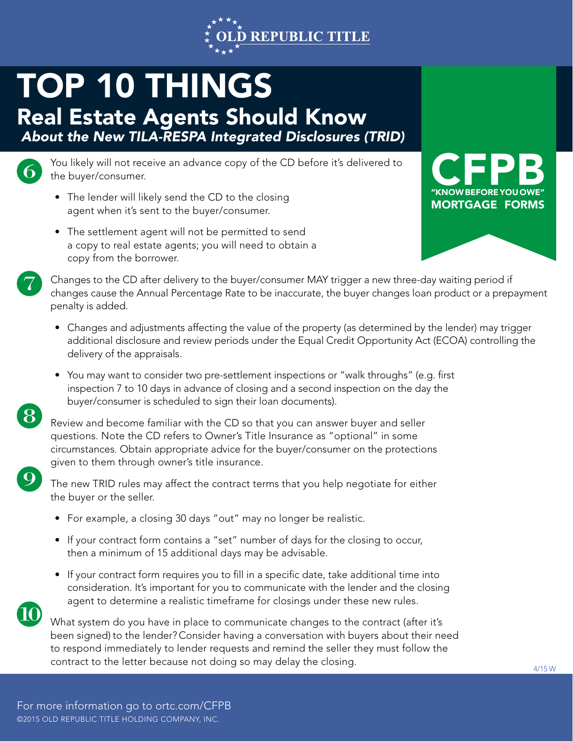OLD REPUBLIC TITLE

# TOP 10 THINGS

## Real Estate Agents Should Know

### *About the New TILA-RESPA Integrated Disclosures (TRID)*

**CFPB**
**"KNOW BEFORE YOU OWE" MORTGAGE FORMS**

6. You likely will not receive an advance copy of the CD before it's delivered to the buyer/consumer.

   - The lender will likely send the CD to the closing agent when it's sent to the buyer/consumer.
   - The settlement agent will not be permitted to send a copy to real estate agents; you will need to obtain a copy from the borrower.

7. Changes to the CD after delivery to the buyer/consumer MAY trigger a new three-day waiting period if changes cause the Annual Percentage Rate to be inaccurate, the buyer changes loan product or a prepayment penalty is added.

   - Changes and adjustments affecting the value of the property (as determined by the lender) may trigger additional disclosure and review periods under the Equal Credit Opportunity Act (ECOA) controlling the delivery of the appraisals.
   - You may want to consider two pre-settlement inspections or "walk throughs" (e.g. first inspection 7 to 10 days in advance of closing and a second inspection on the day the buyer/consumer is scheduled to sign their loan documents).

8. Review and become familiar with the CD so that you can answer buyer and seller questions. Note the CD refers to Owner's Title Insurance as "optional" in some circumstances. Obtain appropriate advice for the buyer/consumer on the protections given to them through owner's title insurance.

9. The new TRID rules may affect the contract terms that you help negotiate for either the buyer or the seller.

   - For example, a closing 30 days "out" may no longer be realistic.
   - If your contract form contains a "set" number of days for the closing to occur, then a minimum of 15 additional days may be advisable.
   - If your contract form requires you to fill in a specific date, take additional time into consideration. It's important for you to communicate with the lender and the closing agent to determine a realistic timeframe for closings under these new rules.

10. What system do you have in place to communicate changes to the contract (after it's been signed) to the lender? Consider having a conversation with buyers about their need to respond immediately to lender requests and remind the seller they must follow the contract to the letter because not doing so may delay the closing.

4/15 W

For more information go to ortc.com/CFPB
©2015 OLD REPUBLIC TITLE HOLDING COMPANY, INC.